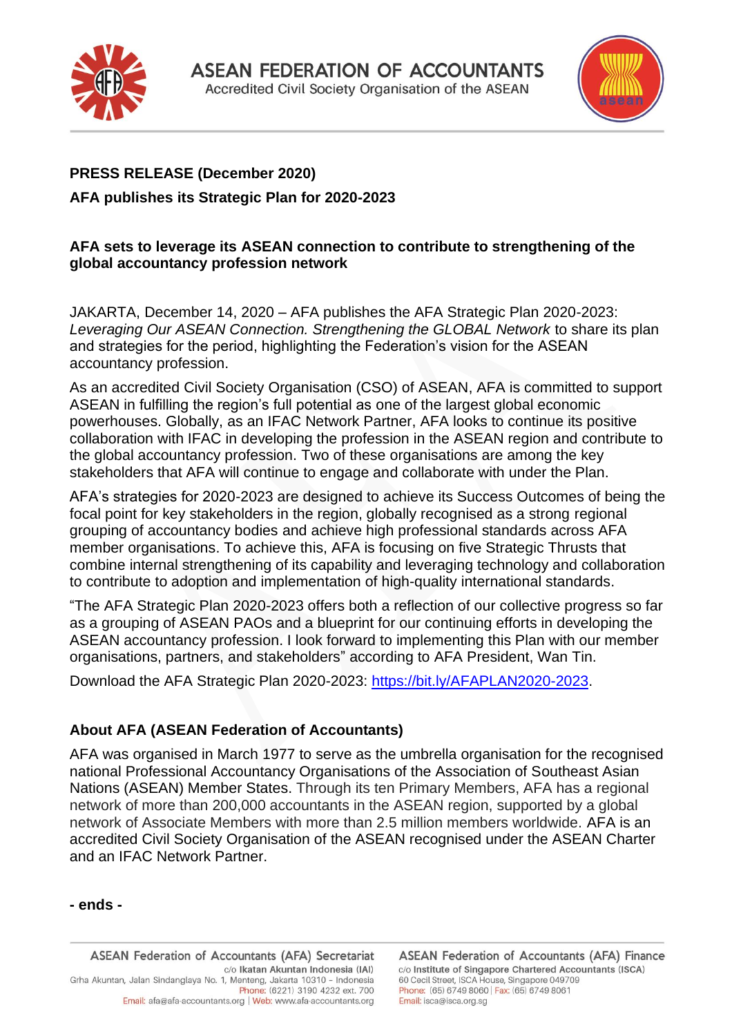# ASEAN FEDERATION OF ACCOUNTANTS

Accredited Civil Society Organisation of the ASEAN

**PRESS RELEASE (December 2020)**

**AFA publishes its Strategic Plan for 2020-2023**

**AFA sets to leverage its ASEAN connection to contribute to strengthening of the global accountancy profession network**

JAKARTA, December 14, 2020 – AFA publishes the AFA Strategic Plan 2020-2023: *Leveraging Our ASEAN Connection. Strengthening the GLOBAL Network* to share its plan and strategies for the period, highlighting the Federation's vision for the ASEAN accountancy profession.

As an accredited Civil Society Organisation (CSO) of ASEAN, AFA is committed to support ASEAN in fulfilling the region's full potential as one of the largest global economic powerhouses. Globally, as an IFAC Network Partner, AFA looks to continue its positive collaboration with IFAC in developing the profession in the ASEAN region and contribute to the global accountancy profession. Two of these organisations are among the key stakeholders that AFA will continue to engage and collaborate with under the Plan.

AFA's strategies for 2020-2023 are designed to achieve its Success Outcomes of being the focal point for key stakeholders in the region, globally recognised as a strong regional grouping of accountancy bodies and achieve high professional standards across AFA member organisations. To achieve this, AFA is focusing on five Strategic Thrusts that combine internal strengthening of its capability and leveraging technology and collaboration to contribute to adoption and implementation of high-quality international standards.

"The AFA Strategic Plan 2020-2023 offers both a reflection of our collective progress so far as a grouping of ASEAN PAOs and a blueprint for our continuing efforts in developing the ASEAN accountancy profession. I look forward to implementing this Plan with our member organisations, partners, and stakeholders" according to AFA President, Wan Tin.

Download the AFA Strategic Plan 2020-2023: [https://bit.ly/AFAPLAN2020-2023](https://bit.ly/AFAPLAN2020-2023).

## About AFA (ASEAN Federation of Accountants)

AFA was organised in March 1977 to serve as the umbrella organisation for the recognised national Professional Accountancy Organisations of the Association of Southeast Asian Nations (ASEAN) Member States. Through its ten Primary Members, AFA has a regional network of more than 200,000 accountants in the ASEAN region, supported by a global network of Associate Members with more than 2.5 million members worldwide. AFA is an accredited Civil Society Organisation of the ASEAN recognised under the ASEAN Charter and an IFAC Network Partner.

**- ends -**

**ASEAN Federation of Accountants (AFA) Secretariat**
c/o **Ikatan Akuntan Indonesia (IAI)**
Grha Akuntan, Jalan Sindanglaya No. 1, Menteng, Jakarta 10310 – Indonesia
Phone: (6221) 3190 4232 ext. 700
Email: afa@afa-accountants.org | Web: www.afa-accountants.org

**ASEAN Federation of Accountants (AFA) Finance**
c/o **Institute of Singapore Chartered Accountants (ISCA)**
60 Cecil Street, ISCA House, Singapore 049709
Phone: (65) 6749 8060 | Fax: (65) 6749 8061
Email: isca@isca.org.sg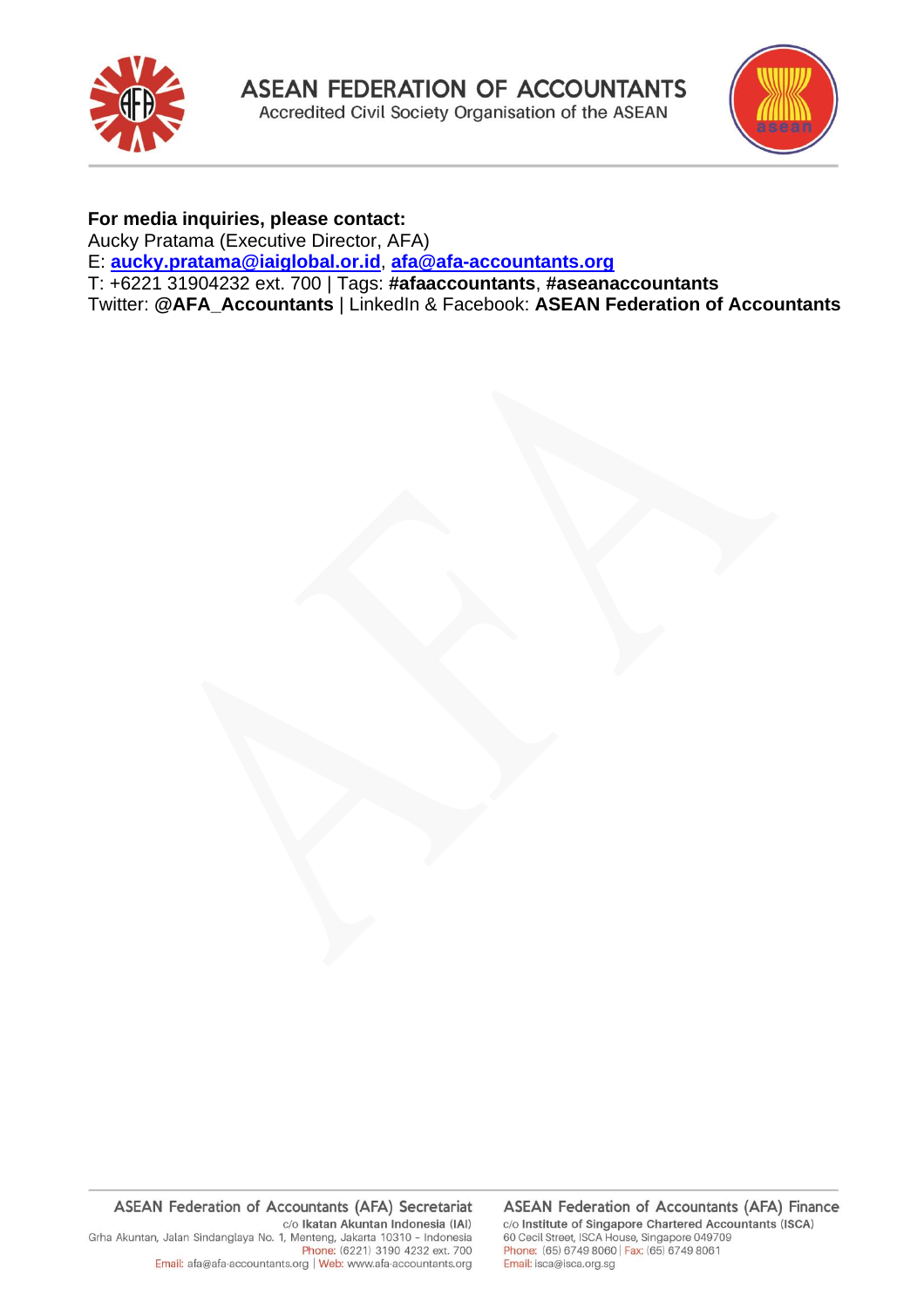**For media inquiries, please contact:**
Aucky Pratama (Executive Director, AFA)
E: **aucky.pratama@iaiglobal.or.id**, **afa@afa-accountants.org**
T: +6221 31904232 ext. 700 | Tags: **#afaaccountants**, **#aseanaccountants**
Twitter: **@AFA_Accountants** | LinkedIn & Facebook: **ASEAN Federation of Accountants**